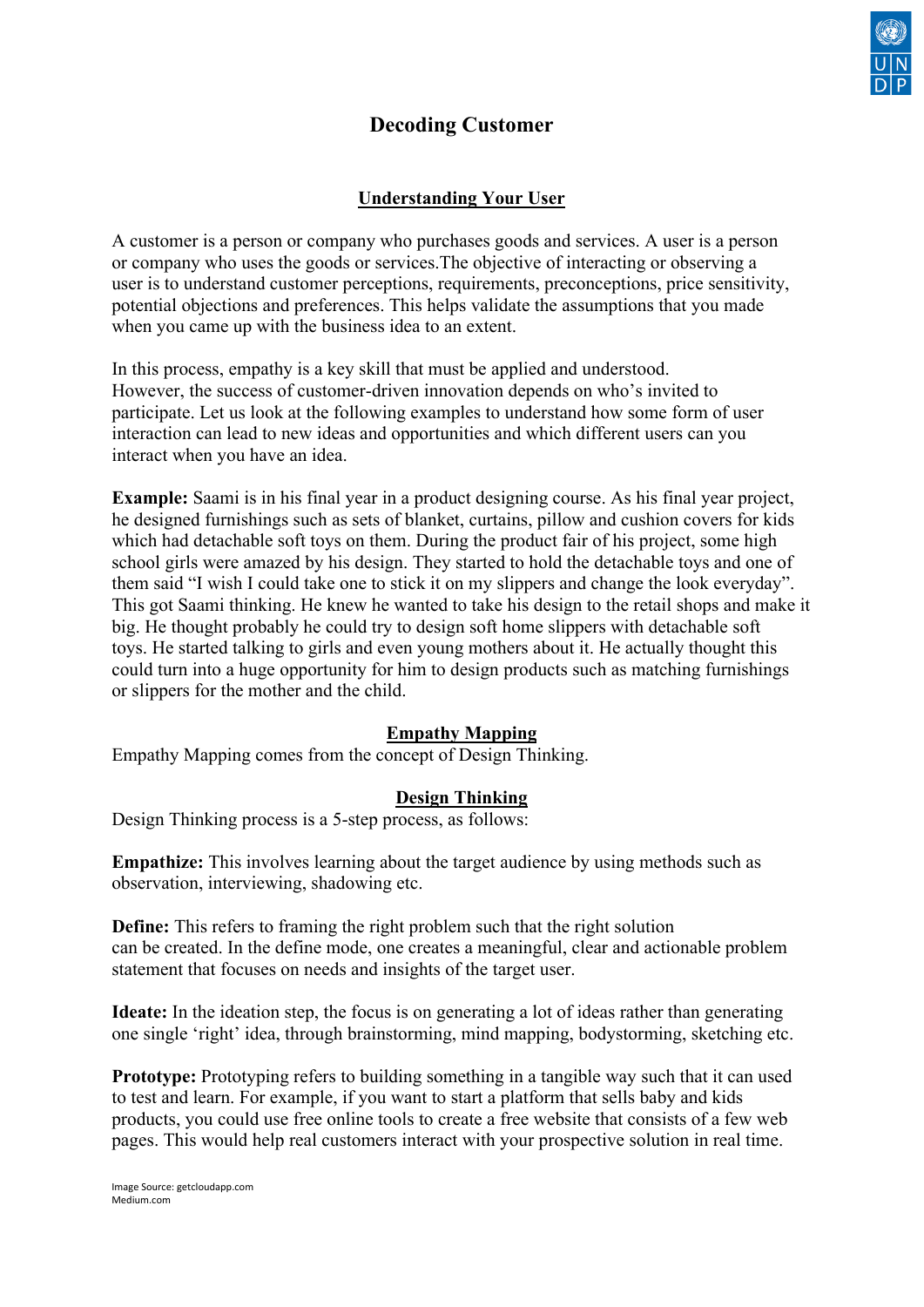# Decoding Customer

## Understanding Your User

A customer is a person or company who purchases goods and services. A user is a person or company who uses the goods or services.The objective of interacting or observing a user is to understand customer perceptions, requirements, preconceptions, price sensitivity, potential objections and preferences. This helps validate the assumptions that you made when you came up with the business idea to an extent.

In this process, empathy is a key skill that must be applied and understood. However, the success of customer-driven innovation depends on who's invited to participate. Let us look at the following examples to understand how some form of user interaction can lead to new ideas and opportunities and which different users can you interact when you have an idea.

**Example:** Saami is in his final year in a product designing course. As his final year project, he designed furnishings such as sets of blanket, curtains, pillow and cushion covers for kids which had detachable soft toys on them. During the product fair of his project, some high school girls were amazed by his design. They started to hold the detachable toys and one of them said "I wish I could take one to stick it on my slippers and change the look everyday". This got Saami thinking. He knew he wanted to take his design to the retail shops and make it big. He thought probably he could try to design soft home slippers with detachable soft toys. He started talking to girls and even young mothers about it. He actually thought this could turn into a huge opportunity for him to design products such as matching furnishings or slippers for the mother and the child.

## Empathy Mapping

Empathy Mapping comes from the concept of Design Thinking.

## Design Thinking

Design Thinking process is a 5-step process, as follows:

**Empathize:** This involves learning about the target audience by using methods such as observation, interviewing, shadowing etc.

**Define:** This refers to framing the right problem such that the right solution can be created. In the define mode, one creates a meaningful, clear and actionable problem statement that focuses on needs and insights of the target user.

**Ideate:** In the ideation step, the focus is on generating a lot of ideas rather than generating one single 'right' idea, through brainstorming, mind mapping, bodystorming, sketching etc.

**Prototype:** Prototyping refers to building something in a tangible way such that it can used to test and learn. For example, if you want to start a platform that sells baby and kids products, you could use free online tools to create a free website that consists of a few web pages. This would help real customers interact with your prospective solution in real time.

Image Source: getcloudapp.com
Medium.com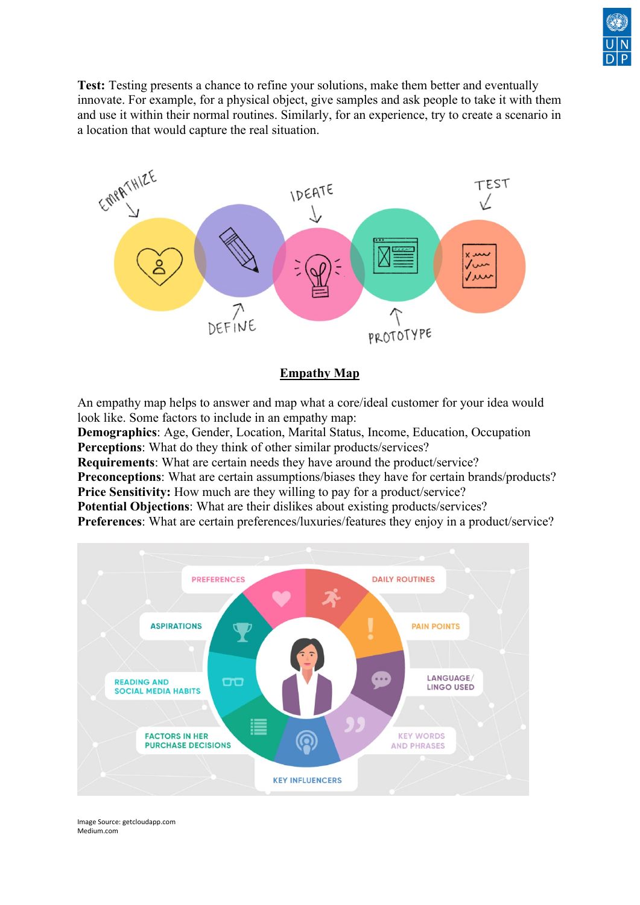**Test:** Testing presents a chance to refine your solutions, make them better and eventually innovate. For example, for a physical object, give samples and ask people to take it with them and use it within their normal routines. Similarly, for an experience, try to create a scenario in a location that would capture the real situation.

## Empathy Map

An empathy map helps to answer and map what a core/ideal customer for your idea would look like. Some factors to include in an empathy map:

**Demographics**: Age, Gender, Location, Marital Status, Income, Education, Occupation
**Perceptions**: What do they think of other similar products/services?
**Requirements**: What are certain needs they have around the product/service?
**Preconceptions**: What are certain assumptions/biases they have for certain brands/products?
**Price Sensitivity:** How much are they willing to pay for a product/service?
**Potential Objections**: What are their dislikes about existing products/services?
**Preferences**: What are certain preferences/luxuries/features they enjoy in a product/service?

Image Source: getcloudapp.com
Medium.com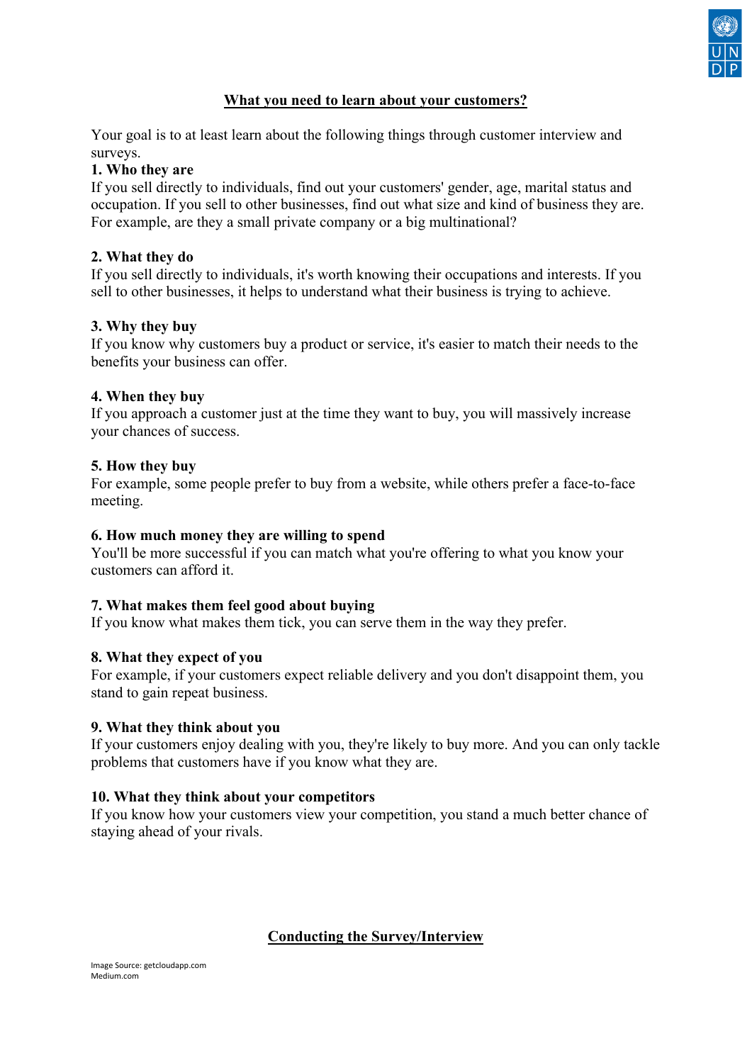## What you need to learn about your customers?

Your goal is to at least learn about the following things through customer interview and surveys.

**1. Who they are**

If you sell directly to individuals, find out your customers' gender, age, marital status and occupation. If you sell to other businesses, find out what size and kind of business they are. For example, are they a small private company or a big multinational?

**2. What they do**

If you sell directly to individuals, it's worth knowing their occupations and interests. If you sell to other businesses, it helps to understand what their business is trying to achieve.

**3. Why they buy**

If you know why customers buy a product or service, it's easier to match their needs to the benefits your business can offer.

**4. When they buy**

If you approach a customer just at the time they want to buy, you will massively increase your chances of success.

**5. How they buy**

For example, some people prefer to buy from a website, while others prefer a face-to-face meeting.

**6. How much money they are willing to spend**

You'll be more successful if you can match what you're offering to what you know your customers can afford it.

**7. What makes them feel good about buying**

If you know what makes them tick, you can serve them in the way they prefer.

**8. What they expect of you**

For example, if your customers expect reliable delivery and you don't disappoint them, you stand to gain repeat business.

**9. What they think about you**

If your customers enjoy dealing with you, they're likely to buy more. And you can only tackle problems that customers have if you know what they are.

**10. What they think about your competitors**

If you know how your customers view your competition, you stand a much better chance of staying ahead of your rivals.

## Conducting the Survey/Interview

Image Source: getcloudapp.com
Medium.com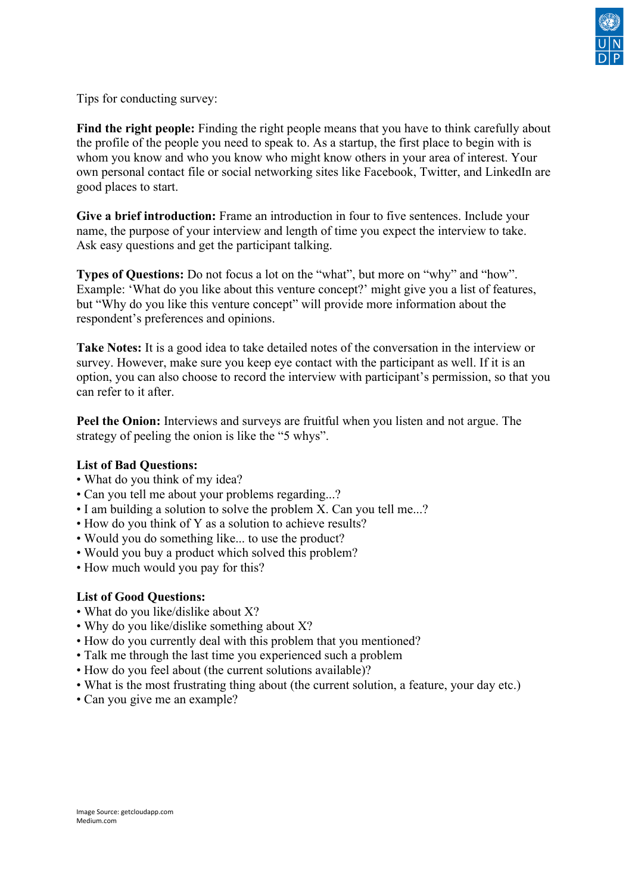Tips for conducting survey:

**Find the right people:** Finding the right people means that you have to think carefully about the profile of the people you need to speak to. As a startup, the first place to begin with is whom you know and who you know who might know others in your area of interest. Your own personal contact file or social networking sites like Facebook, Twitter, and LinkedIn are good places to start.

**Give a brief introduction:** Frame an introduction in four to five sentences. Include your name, the purpose of your interview and length of time you expect the interview to take. Ask easy questions and get the participant talking.

**Types of Questions:** Do not focus a lot on the "what", but more on "why" and "how". Example: 'What do you like about this venture concept?' might give you a list of features, but "Why do you like this venture concept" will provide more information about the respondent's preferences and opinions.

**Take Notes:** It is a good idea to take detailed notes of the conversation in the interview or survey. However, make sure you keep eye contact with the participant as well. If it is an option, you can also choose to record the interview with participant's permission, so that you can refer to it after.

**Peel the Onion:** Interviews and surveys are fruitful when you listen and not argue. The strategy of peeling the onion is like the "5 whys".

**List of Bad Questions:**

- What do you think of my idea?
- Can you tell me about your problems regarding...?
- I am building a solution to solve the problem X. Can you tell me...?
- How do you think of Y as a solution to achieve results?
- Would you do something like... to use the product?
- Would you buy a product which solved this problem?
- How much would you pay for this?

**List of Good Questions:**

- What do you like/dislike about X?
- Why do you like/dislike something about X?
- How do you currently deal with this problem that you mentioned?
- Talk me through the last time you experienced such a problem
- How do you feel about (the current solutions available)?
- What is the most frustrating thing about (the current solution, a feature, your day etc.)
- Can you give me an example?

Image Source: getcloudapp.com
Medium.com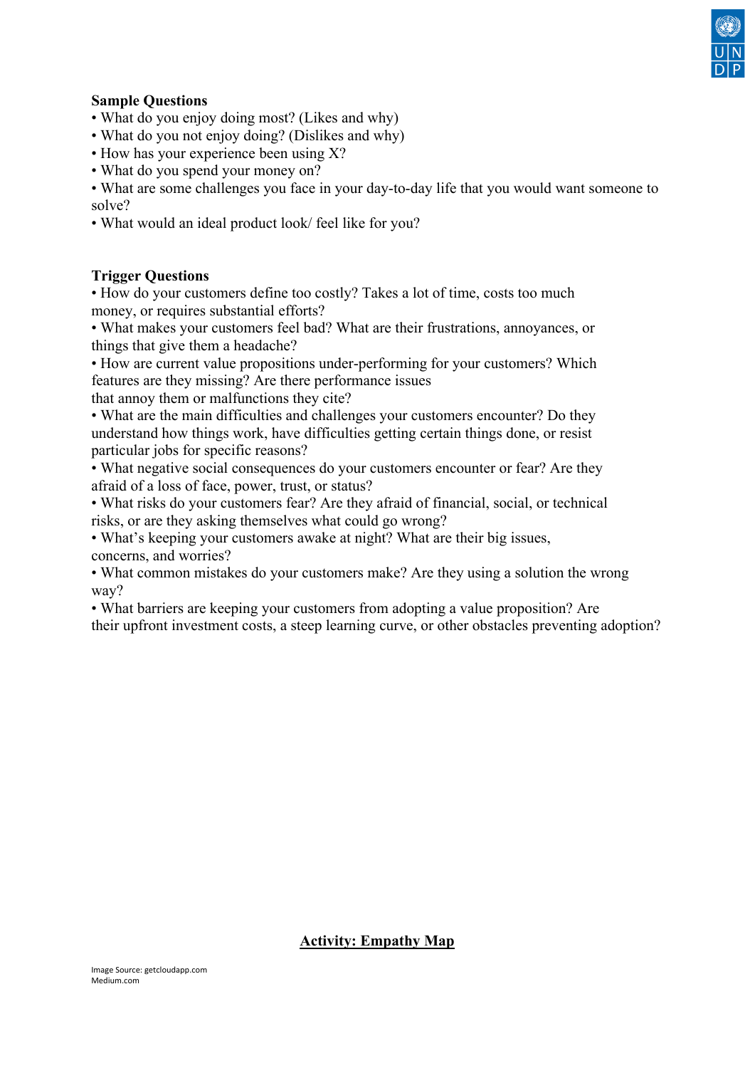**Sample Questions**

- What do you enjoy doing most? (Likes and why)
- What do you not enjoy doing? (Dislikes and why)
- How has your experience been using X?
- What do you spend your money on?
- What are some challenges you face in your day-to-day life that you would want someone to solve?
- What would an ideal product look/ feel like for you?

**Trigger Questions**

- How do your customers define too costly? Takes a lot of time, costs too much money, or requires substantial efforts?
- What makes your customers feel bad? What are their frustrations, annoyances, or things that give them a headache?
- How are current value propositions under-performing for your customers? Which features are they missing? Are there performance issues that annoy them or malfunctions they cite?
- What are the main difficulties and challenges your customers encounter? Do they understand how things work, have difficulties getting certain things done, or resist particular jobs for specific reasons?
- What negative social consequences do your customers encounter or fear? Are they afraid of a loss of face, power, trust, or status?
- What risks do your customers fear? Are they afraid of financial, social, or technical risks, or are they asking themselves what could go wrong?
- What's keeping your customers awake at night? What are their big issues, concerns, and worries?
- What common mistakes do your customers make? Are they using a solution the wrong way?
- What barriers are keeping your customers from adopting a value proposition? Are their upfront investment costs, a steep learning curve, or other obstacles preventing adoption?

**<u>Activity: Empathy Map</u>**

Image Source: getcloudapp.com
Medium.com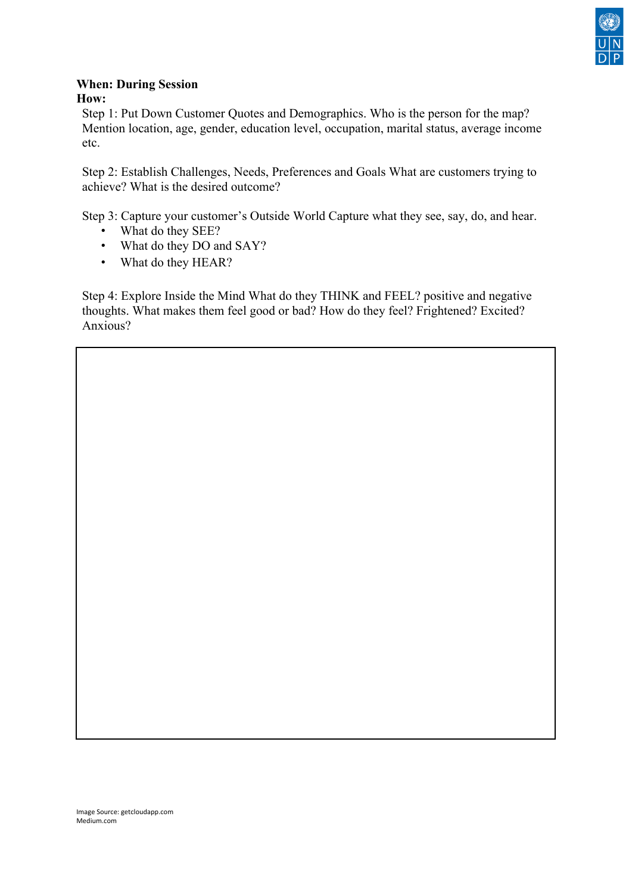**When: During Session**
**How:**

Step 1: Put Down Customer Quotes and Demographics. Who is the person for the map? Mention location, age, gender, education level, occupation, marital status, average income etc.

Step 2: Establish Challenges, Needs, Preferences and Goals What are customers trying to achieve? What is the desired outcome?

Step 3: Capture your customer's Outside World Capture what they see, say, do, and hear.

- What do they SEE?
- What do they DO and SAY?
- What do they HEAR?

Step 4: Explore Inside the Mind What do they THINK and FEEL? positive and negative thoughts. What makes them feel good or bad? How do they feel? Frightened? Excited? Anxious?

Image Source: getcloudapp.com
Medium.com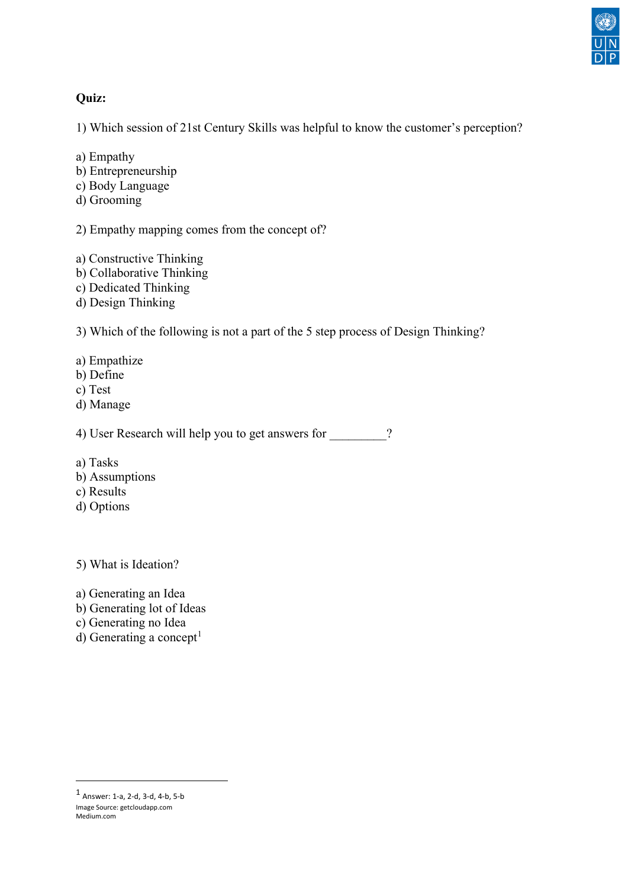**Quiz:**

1) Which session of 21st Century Skills was helpful to know the customer's perception?

a) Empathy
b) Entrepreneurship
c) Body Language
d) Grooming

2) Empathy mapping comes from the concept of?

a) Constructive Thinking
b) Collaborative Thinking
c) Dedicated Thinking
d) Design Thinking

3) Which of the following is not a part of the 5 step process of Design Thinking?

a) Empathize
b) Define
c) Test
d) Manage

4) User Research will help you to get answers for _________?

a) Tasks
b) Assumptions
c) Results
d) Options

5) What is Ideation?

a) Generating an Idea
b) Generating lot of Ideas
c) Generating no Idea
d) Generating a concept[1]

---

[1] Answer: 1-a, 2-d, 3-d, 4-b, 5-b
Image Source: getcloudapp.com
Medium.com